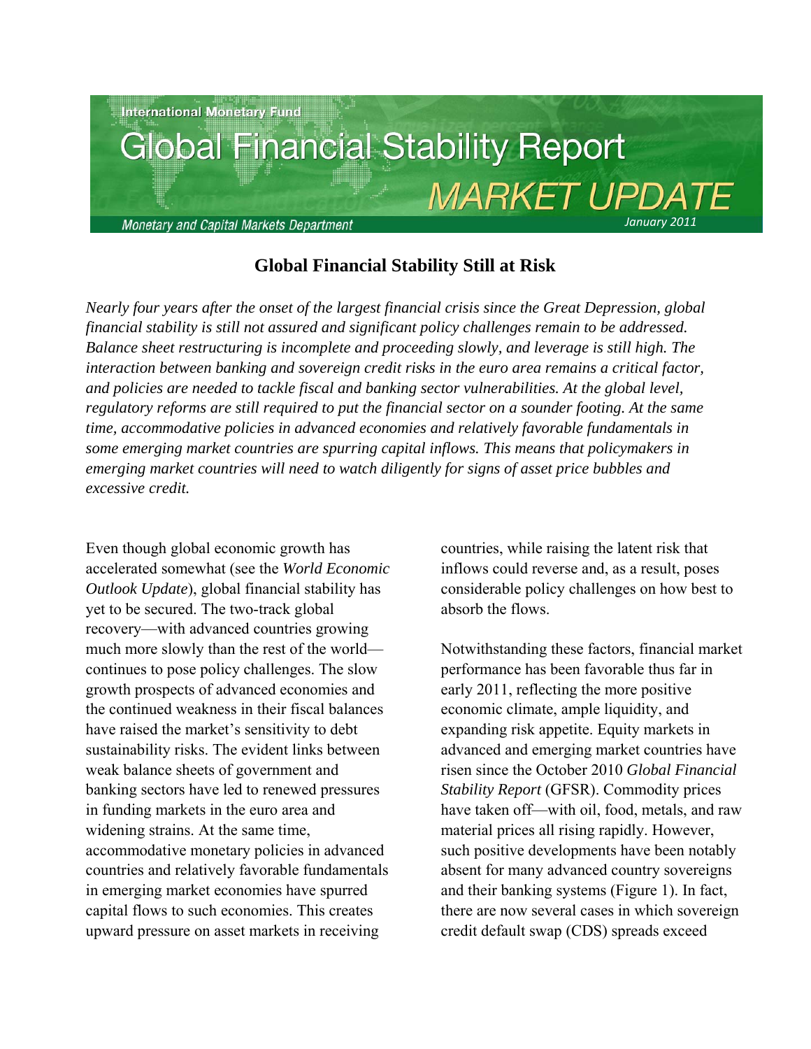International Monetary Fund

# Global Financial Stability Report

## MARKET UPDATE

Monetary and Capital Markets Department

January 2011

## Global Financial Stability Still at Risk

*Nearly four years after the onset of the largest financial crisis since the Great Depression, global financial stability is still not assured and significant policy challenges remain to be addressed. Balance sheet restructuring is incomplete and proceeding slowly, and leverage is still high. The interaction between banking and sovereign credit risks in the euro area remains a critical factor, and policies are needed to tackle fiscal and banking sector vulnerabilities. At the global level, regulatory reforms are still required to put the financial sector on a sounder footing. At the same time, accommodative policies in advanced economies and relatively favorable fundamentals in some emerging market countries are spurring capital inflows. This means that policymakers in emerging market countries will need to watch diligently for signs of asset price bubbles and excessive credit.*

Even though global economic growth has accelerated somewhat (see the *World Economic Outlook Update*), global financial stability has yet to be secured. The two-track global recovery—with advanced countries growing much more slowly than the rest of the world—continues to pose policy challenges. The slow growth prospects of advanced economies and the continued weakness in their fiscal balances have raised the market's sensitivity to debt sustainability risks. The evident links between weak balance sheets of government and banking sectors have led to renewed pressures in funding markets in the euro area and widening strains. At the same time, accommodative monetary policies in advanced countries and relatively favorable fundamentals in emerging market economies have spurred capital flows to such economies. This creates upward pressure on asset markets in receiving countries, while raising the latent risk that inflows could reverse and, as a result, poses considerable policy challenges on how best to absorb the flows.

Notwithstanding these factors, financial market performance has been favorable thus far in early 2011, reflecting the more positive economic climate, ample liquidity, and expanding risk appetite. Equity markets in advanced and emerging market countries have risen since the October 2010 *Global Financial Stability Report* (GFSR). Commodity prices have taken off—with oil, food, metals, and raw material prices all rising rapidly. However, such positive developments have been notably absent for many advanced country sovereigns and their banking systems (Figure 1). In fact, there are now several cases in which sovereign credit default swap (CDS) spreads exceed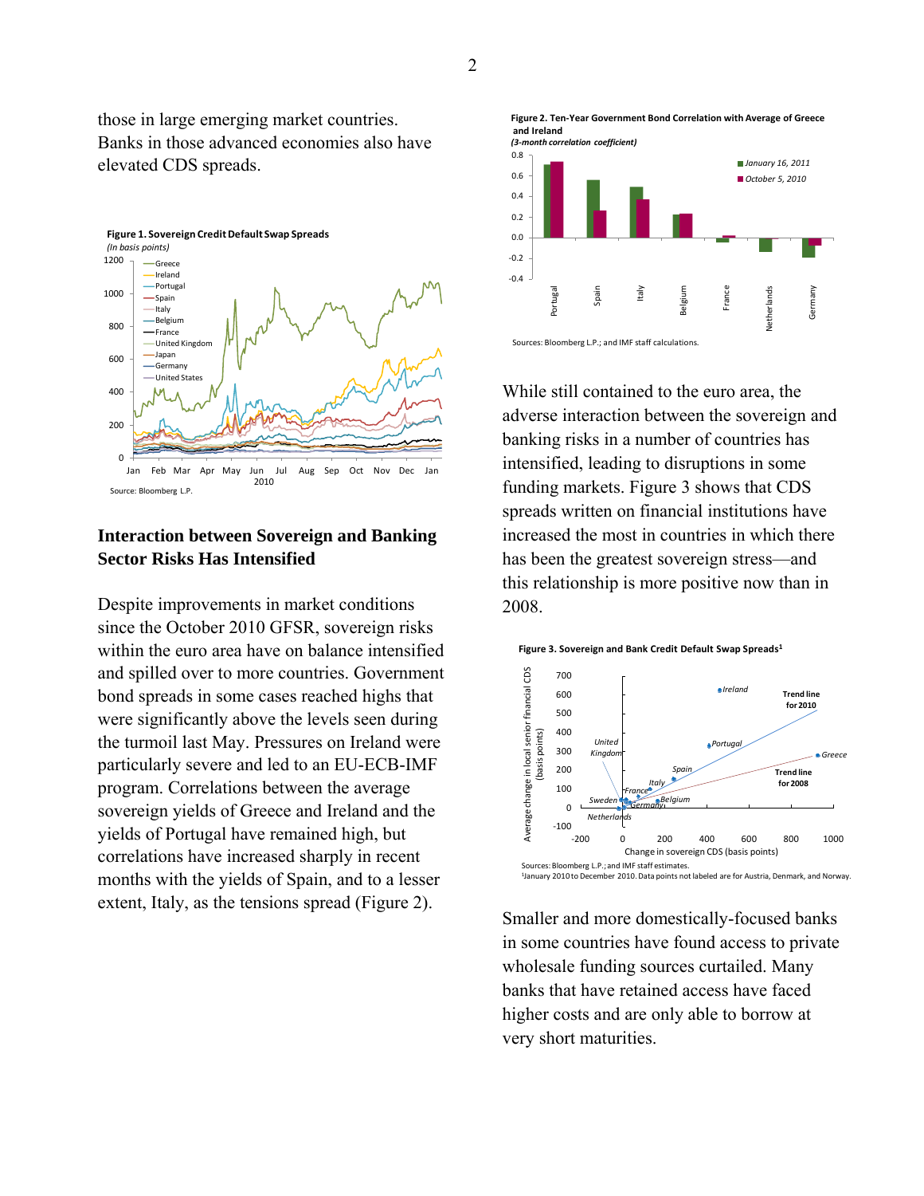those in large emerging market countries. Banks in those advanced economies also have elevated CDS spreads.

**Figure 1. Sovereign Credit Default Swap Spreads**
*(In basis points)*

Source: Bloomberg L.P.

## Interaction between Sovereign and Banking Sector Risks Has Intensified

Despite improvements in market conditions since the October 2010 GFSR, sovereign risks within the euro area have on balance intensified and spilled over to more countries. Government bond spreads in some cases reached highs that were significantly above the levels seen during the turmoil last May. Pressures on Ireland were particularly severe and led to an EU-ECB-IMF program. Correlations between the average sovereign yields of Greece and Ireland and the yields of Portugal have remained high, but correlations have increased sharply in recent months with the yields of Spain, and to a lesser extent, Italy, as the tensions spread (Figure 2).

**Figure 2. Ten-Year Government Bond Correlation with Average of Greece and Ireland**
*(3-month correlation coefficient)*

Sources: Bloomberg L.P.; and IMF staff calculations.

While still contained to the euro area, the adverse interaction between the sovereign and banking risks in a number of countries has intensified, leading to disruptions in some funding markets. Figure 3 shows that CDS spreads written on financial institutions have increased the most in countries in which there has been the greatest sovereign stress—and this relationship is more positive now than in 2008.

**Figure 3. Sovereign and Bank Credit Default Swap Spreads**[1]

Sources: Bloomberg L.P.; and IMF staff estimates.
[1]January 2010 to December 2010. Data points not labeled are for Austria, Denmark, and Norway.

Smaller and more domestically-focused banks in some countries have found access to private wholesale funding sources curtailed. Many banks that have retained access have faced higher costs and are only able to borrow at very short maturities.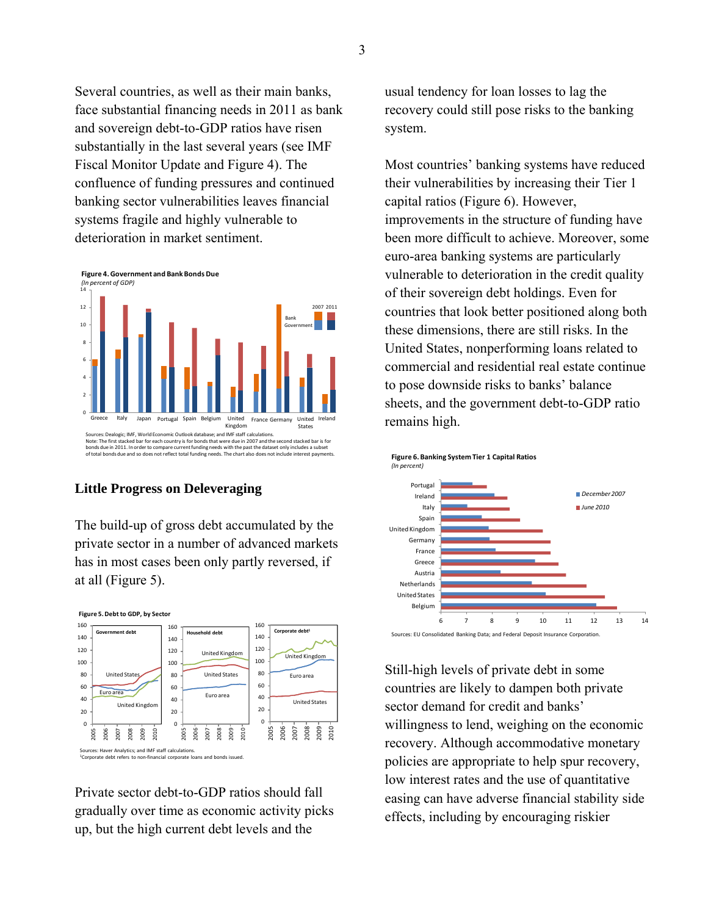Several countries, as well as their main banks, face substantial financing needs in 2011 as bank and sovereign debt-to-GDP ratios have risen substantially in the last several years (see IMF Fiscal Monitor Update and Figure 4). The confluence of funding pressures and continued banking sector vulnerabilities leaves financial systems fragile and highly vulnerable to deterioration in market sentiment.

**Figure 4. Government and Bank Bonds Due**
*(In percent of GDP)*

Sources: Dealogic; IMF, World Economic Outlook database; and IMF staff calculations.
Note: The first stacked bar for each country is for bonds that were due in 2007 and the second stacked bar is for bonds due in 2011. In order to compare current funding needs with the past the dataset only includes a subset of total bonds due and so does not reflect total funding needs. The chart also does not include interest payments.

## Little Progress on Deleveraging

The build-up of gross debt accumulated by the private sector in a number of advanced markets has in most cases been only partly reversed, if at all (Figure 5).

**Figure 5. Debt to GDP, by Sector**

Sources: Haver Analytics; and IMF staff calculations.
[1]Corporate debt refers to non-financial corporate loans and bonds issued.

Private sector debt-to-GDP ratios should fall gradually over time as economic activity picks up, but the high current debt levels and the usual tendency for loan losses to lag the recovery could still pose risks to the banking system.

Most countries' banking systems have reduced their vulnerabilities by increasing their Tier 1 capital ratios (Figure 6). However, improvements in the structure of funding have been more difficult to achieve. Moreover, some euro-area banking systems are particularly vulnerable to deterioration in the credit quality of their sovereign debt holdings. Even for countries that look better positioned along both these dimensions, there are still risks. In the United States, nonperforming loans related to commercial and residential real estate continue to pose downside risks to banks' balance sheets, and the government debt-to-GDP ratio remains high.

**Figure 6. Banking System Tier 1 Capital Ratios**
*(In percent)*

Sources: EU Consolidated Banking Data; and Federal Deposit Insurance Corporation.

Still-high levels of private debt in some countries are likely to dampen both private sector demand for credit and banks' willingness to lend, weighing on the economic recovery. Although accommodative monetary policies are appropriate to help spur recovery, low interest rates and the use of quantitative easing can have adverse financial stability side effects, including by encouraging riskier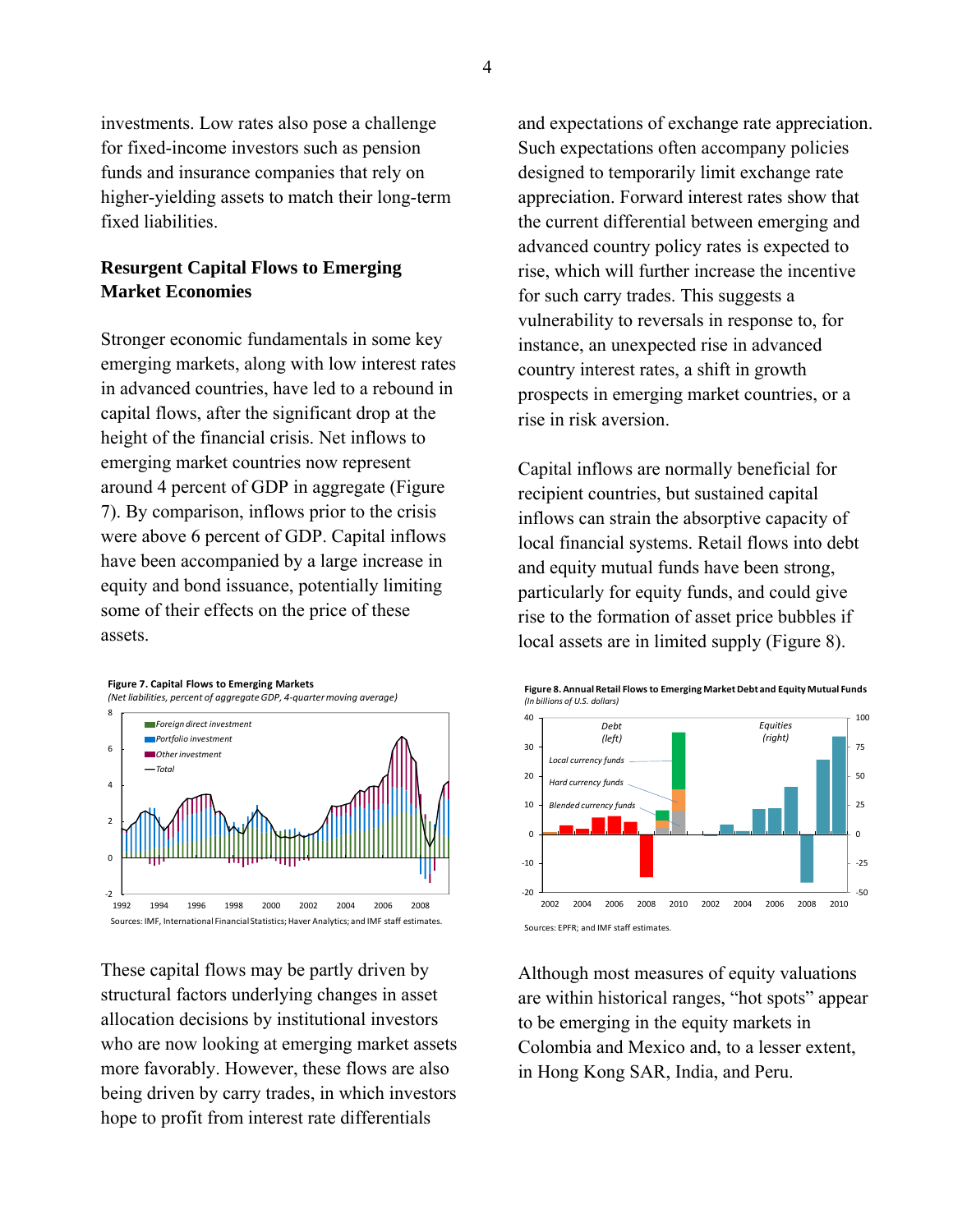investments. Low rates also pose a challenge for fixed-income investors such as pension funds and insurance companies that rely on higher-yielding assets to match their long-term fixed liabilities.

## Resurgent Capital Flows to Emerging Market Economies

Stronger economic fundamentals in some key emerging markets, along with low interest rates in advanced countries, have led to a rebound in capital flows, after the significant drop at the height of the financial crisis. Net inflows to emerging market countries now represent around 4 percent of GDP in aggregate (Figure 7). By comparison, inflows prior to the crisis were above 6 percent of GDP. Capital inflows have been accompanied by a large increase in equity and bond issuance, potentially limiting some of their effects on the price of these assets.

**Figure 7. Capital Flows to Emerging Markets**
*(Net liabilities, percent of aggregate GDP, 4-quarter moving average)*

Sources: IMF, International Financial Statistics; Haver Analytics; and IMF staff estimates.

These capital flows may be partly driven by structural factors underlying changes in asset allocation decisions by institutional investors who are now looking at emerging market assets more favorably. However, these flows are also being driven by carry trades, in which investors hope to profit from interest rate differentials and expectations of exchange rate appreciation. Such expectations often accompany policies designed to temporarily limit exchange rate appreciation. Forward interest rates show that the current differential between emerging and advanced country policy rates is expected to rise, which will further increase the incentive for such carry trades. This suggests a vulnerability to reversals in response to, for instance, an unexpected rise in advanced country interest rates, a shift in growth prospects in emerging market countries, or a rise in risk aversion.

Capital inflows are normally beneficial for recipient countries, but sustained capital inflows can strain the absorptive capacity of local financial systems. Retail flows into debt and equity mutual funds have been strong, particularly for equity funds, and could give rise to the formation of asset price bubbles if local assets are in limited supply (Figure 8).

**Figure 8. Annual Retail Flows to Emerging Market Debt and Equity Mutual Funds**
*(In billions of U.S. dollars)*

Sources: EPFR; and IMF staff estimates.

Although most measures of equity valuations are within historical ranges, "hot spots" appear to be emerging in the equity markets in Colombia and Mexico and, to a lesser extent, in Hong Kong SAR, India, and Peru.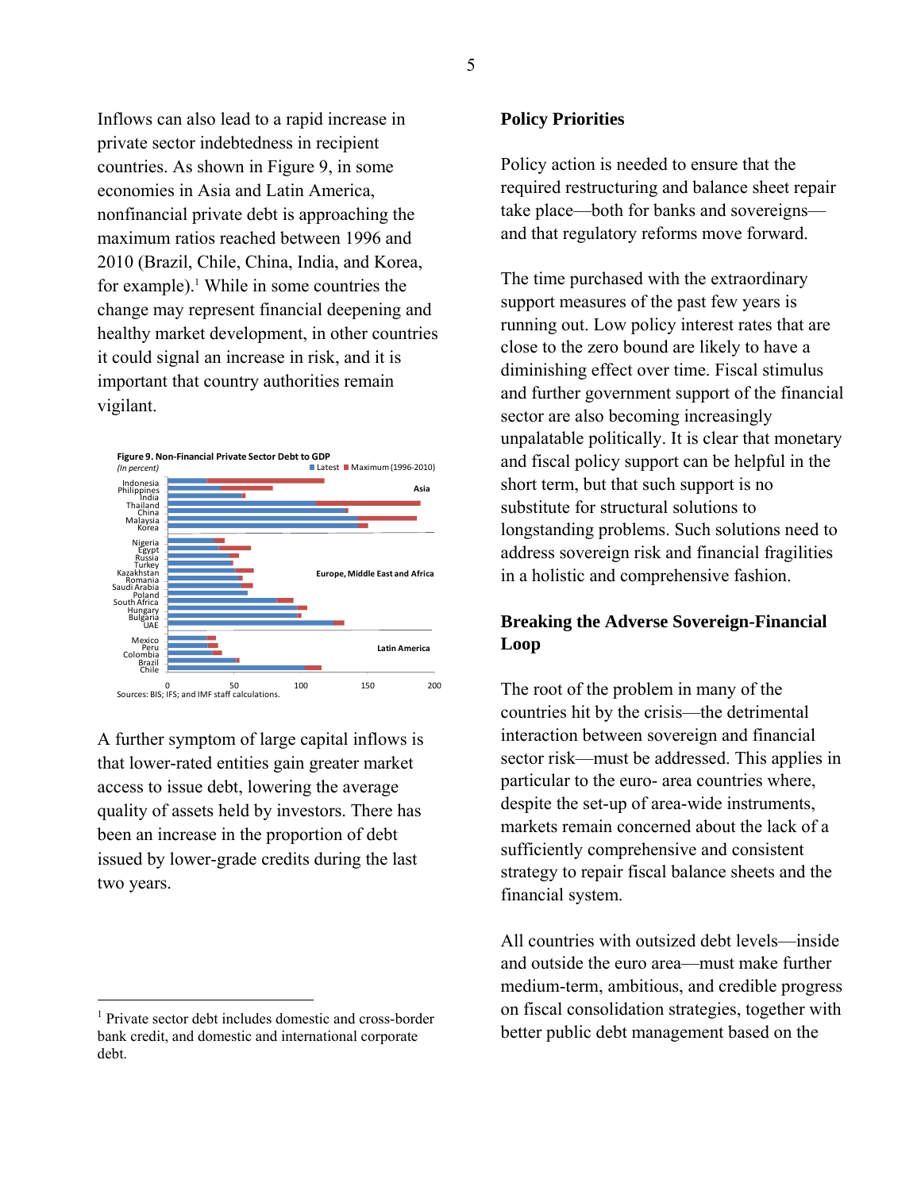Inflows can also lead to a rapid increase in private sector indebtedness in recipient countries. As shown in Figure 9, in some economies in Asia and Latin America, nonfinancial private debt is approaching the maximum ratios reached between 1996 and 2010 (Brazil, Chile, China, India, and Korea, for example).[1] While in some countries the change may represent financial deepening and healthy market development, in other countries it could signal an increase in risk, and it is important that country authorities remain vigilant.

**Figure 9. Non-Financial Private Sector Debt to GDP**
*(In percent)*

Sources: BIS; IFS; and IMF staff calculations.

A further symptom of large capital inflows is that lower-rated entities gain greater market access to issue debt, lowering the average quality of assets held by investors. There has been an increase in the proportion of debt issued by lower-grade credits during the last two years.

[1] Private sector debt includes domestic and cross-border bank credit, and domestic and international corporate debt.

## Policy Priorities

Policy action is needed to ensure that the required restructuring and balance sheet repair take place—both for banks and sovereigns—and that regulatory reforms move forward.

The time purchased with the extraordinary support measures of the past few years is running out. Low policy interest rates that are close to the zero bound are likely to have a diminishing effect over time. Fiscal stimulus and further government support of the financial sector are also becoming increasingly unpalatable politically. It is clear that monetary and fiscal policy support can be helpful in the short term, but that such support is no substitute for structural solutions to longstanding problems. Such solutions need to address sovereign risk and financial fragilities in a holistic and comprehensive fashion.

### Breaking the Adverse Sovereign-Financial Loop

The root of the problem in many of the countries hit by the crisis—the detrimental interaction between sovereign and financial sector risk—must be addressed. This applies in particular to the euro- area countries where, despite the set-up of area-wide instruments, markets remain concerned about the lack of a sufficiently comprehensive and consistent strategy to repair fiscal balance sheets and the financial system.

All countries with outsized debt levels—inside and outside the euro area—must make further medium-term, ambitious, and credible progress on fiscal consolidation strategies, together with better public debt management based on the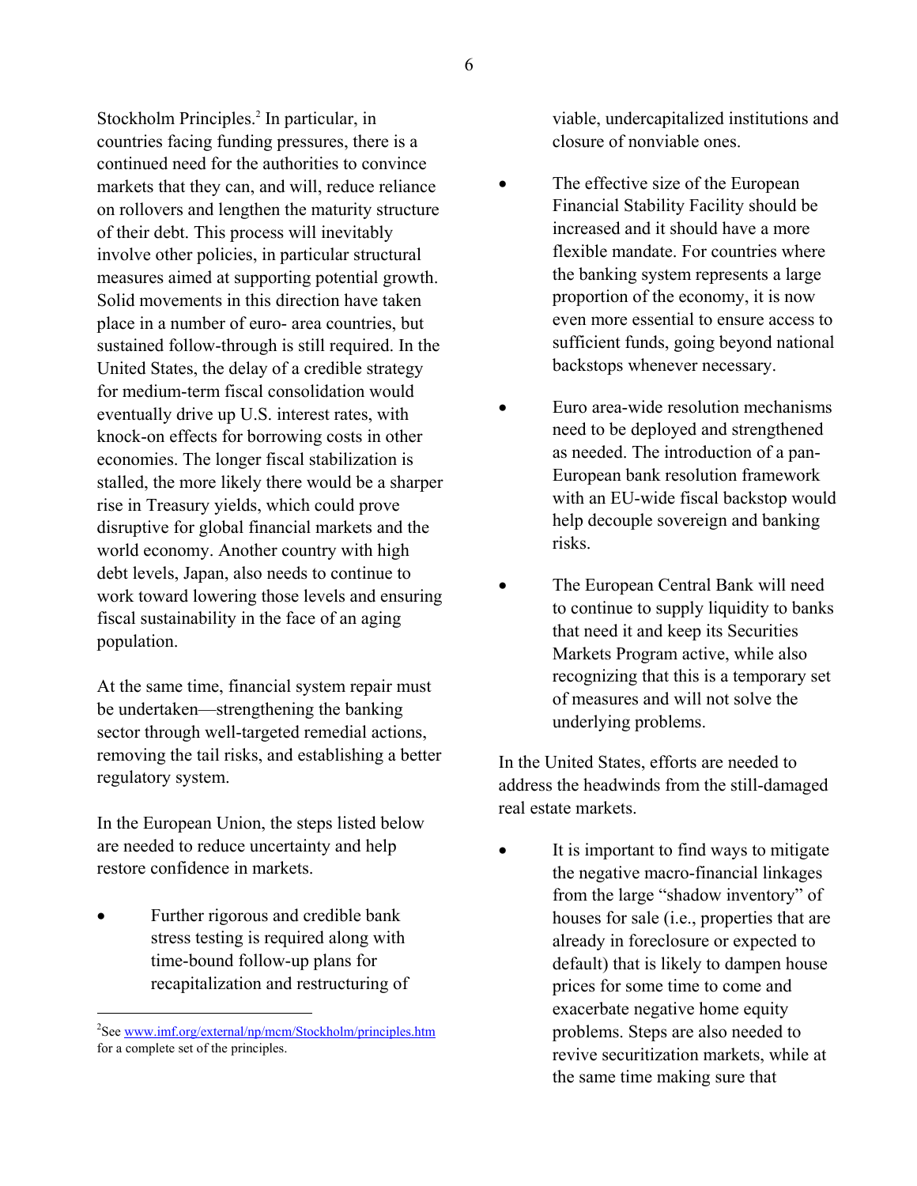Stockholm Principles.[2] In particular, in countries facing funding pressures, there is a continued need for the authorities to convince markets that they can, and will, reduce reliance on rollovers and lengthen the maturity structure of their debt. This process will inevitably involve other policies, in particular structural measures aimed at supporting potential growth. Solid movements in this direction have taken place in a number of euro- area countries, but sustained follow-through is still required. In the United States, the delay of a credible strategy for medium-term fiscal consolidation would eventually drive up U.S. interest rates, with knock-on effects for borrowing costs in other economies. The longer fiscal stabilization is stalled, the more likely there would be a sharper rise in Treasury yields, which could prove disruptive for global financial markets and the world economy. Another country with high debt levels, Japan, also needs to continue to work toward lowering those levels and ensuring fiscal sustainability in the face of an aging population.

At the same time, financial system repair must be undertaken—strengthening the banking sector through well-targeted remedial actions, removing the tail risks, and establishing a better regulatory system.

In the European Union, the steps listed below are needed to reduce uncertainty and help restore confidence in markets.

- Further rigorous and credible bank stress testing is required along with time-bound follow-up plans for recapitalization and restructuring of viable, undercapitalized institutions and closure of nonviable ones.

- The effective size of the European Financial Stability Facility should be increased and it should have a more flexible mandate. For countries where the banking system represents a large proportion of the economy, it is now even more essential to ensure access to sufficient funds, going beyond national backstops whenever necessary.

- Euro area-wide resolution mechanisms need to be deployed and strengthened as needed. The introduction of a pan-European bank resolution framework with an EU-wide fiscal backstop would help decouple sovereign and banking risks.

- The European Central Bank will need to continue to supply liquidity to banks that need it and keep its Securities Markets Program active, while also recognizing that this is a temporary set of measures and will not solve the underlying problems.

In the United States, efforts are needed to address the headwinds from the still-damaged real estate markets.

- It is important to find ways to mitigate the negative macro-financial linkages from the large "shadow inventory" of houses for sale (i.e., properties that are already in foreclosure or expected to default) that is likely to dampen house prices for some time to come and exacerbate negative home equity problems. Steps are also needed to revive securitization markets, while at the same time making sure that

---

[2] See www.imf.org/external/np/mcm/Stockholm/principles.htm for a complete set of the principles.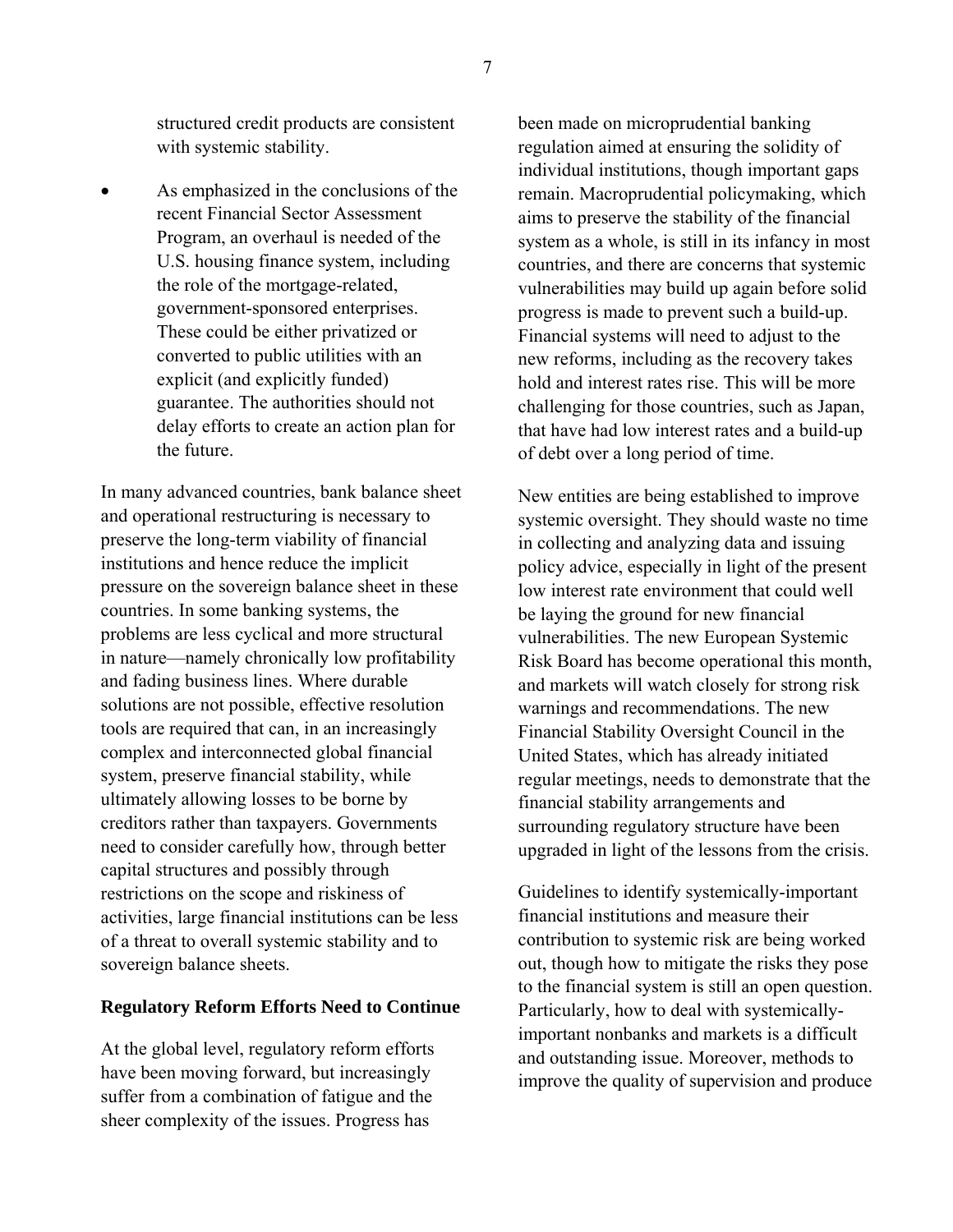structured credit products are consistent with systemic stability.

- As emphasized in the conclusions of the recent Financial Sector Assessment Program, an overhaul is needed of the U.S. housing finance system, including the role of the mortgage-related, government-sponsored enterprises. These could be either privatized or converted to public utilities with an explicit (and explicitly funded) guarantee. The authorities should not delay efforts to create an action plan for the future.

In many advanced countries, bank balance sheet and operational restructuring is necessary to preserve the long-term viability of financial institutions and hence reduce the implicit pressure on the sovereign balance sheet in these countries. In some banking systems, the problems are less cyclical and more structural in nature—namely chronically low profitability and fading business lines. Where durable solutions are not possible, effective resolution tools are required that can, in an increasingly complex and interconnected global financial system, preserve financial stability, while ultimately allowing losses to be borne by creditors rather than taxpayers. Governments need to consider carefully how, through better capital structures and possibly through restrictions on the scope and riskiness of activities, large financial institutions can be less of a threat to overall systemic stability and to sovereign balance sheets.

**Regulatory Reform Efforts Need to Continue**

At the global level, regulatory reform efforts have been moving forward, but increasingly suffer from a combination of fatigue and the sheer complexity of the issues. Progress has been made on microprudential banking regulation aimed at ensuring the solidity of individual institutions, though important gaps remain. Macroprudential policymaking, which aims to preserve the stability of the financial system as a whole, is still in its infancy in most countries, and there are concerns that systemic vulnerabilities may build up again before solid progress is made to prevent such a build-up. Financial systems will need to adjust to the new reforms, including as the recovery takes hold and interest rates rise. This will be more challenging for those countries, such as Japan, that have had low interest rates and a build-up of debt over a long period of time.

New entities are being established to improve systemic oversight. They should waste no time in collecting and analyzing data and issuing policy advice, especially in light of the present low interest rate environment that could well be laying the ground for new financial vulnerabilities. The new European Systemic Risk Board has become operational this month, and markets will watch closely for strong risk warnings and recommendations. The new Financial Stability Oversight Council in the United States, which has already initiated regular meetings, needs to demonstrate that the financial stability arrangements and surrounding regulatory structure have been upgraded in light of the lessons from the crisis.

Guidelines to identify systemically-important financial institutions and measure their contribution to systemic risk are being worked out, though how to mitigate the risks they pose to the financial system is still an open question. Particularly, how to deal with systemically-important nonbanks and markets is a difficult and outstanding issue. Moreover, methods to improve the quality of supervision and produce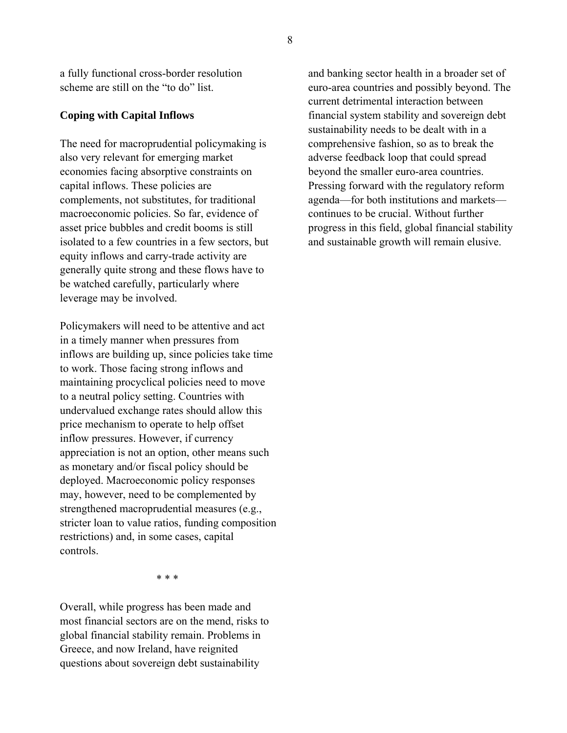a fully functional cross-border resolution scheme are still on the "to do" list.

**Coping with Capital Inflows**

The need for macroprudential policymaking is also very relevant for emerging market economies facing absorptive constraints on capital inflows. These policies are complements, not substitutes, for traditional macroeconomic policies. So far, evidence of asset price bubbles and credit booms is still isolated to a few countries in a few sectors, but equity inflows and carry-trade activity are generally quite strong and these flows have to be watched carefully, particularly where leverage may be involved.

Policymakers will need to be attentive and act in a timely manner when pressures from inflows are building up, since policies take time to work. Those facing strong inflows and maintaining procyclical policies need to move to a neutral policy setting. Countries with undervalued exchange rates should allow this price mechanism to operate to help offset inflow pressures. However, if currency appreciation is not an option, other means such as monetary and/or fiscal policy should be deployed. Macroeconomic policy responses may, however, need to be complemented by strengthened macroprudential measures (e.g., stricter loan to value ratios, funding composition restrictions) and, in some cases, capital controls.

\* \* \*

Overall, while progress has been made and most financial sectors are on the mend, risks to global financial stability remain. Problems in Greece, and now Ireland, have reignited questions about sovereign debt sustainability and banking sector health in a broader set of euro-area countries and possibly beyond. The current detrimental interaction between financial system stability and sovereign debt sustainability needs to be dealt with in a comprehensive fashion, so as to break the adverse feedback loop that could spread beyond the smaller euro-area countries. Pressing forward with the regulatory reform agenda—for both institutions and markets—continues to be crucial. Without further progress in this field, global financial stability and sustainable growth will remain elusive.